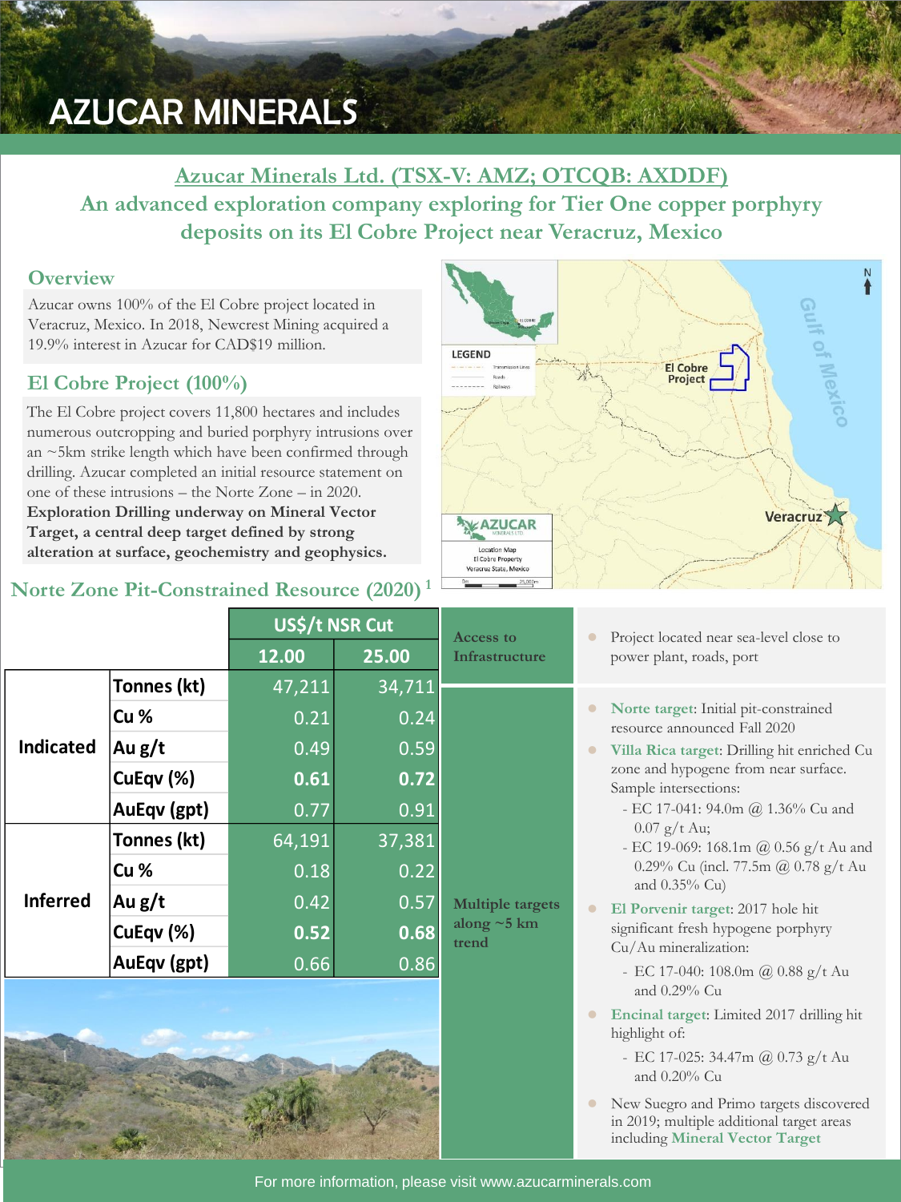# AZUCAR MINERALS

## Azucar Minerals Ltd. (TSX-V: AMZ; OTCQB: AXDDF)

## An advanced exploration company exploring for Tier One copper porphyry deposits on its El Cobre Project near Veracruz, Mexico

### Overview

Azucar owns 100% of the El Cobre project located in Veracruz, Mexico. In 2018, Newcrest Mining acquired a 19.9% interest in Azucar for CAD$19 million.

### El Cobre Project (100%)

The El Cobre project covers 11,800 hectares and includes numerous outcropping and buried porphyry intrusions over an ~5km strike length which have been confirmed through drilling. Azucar completed an initial resource statement on one of these intrusions – the Norte Zone – in 2020. **Exploration Drilling underway on Mineral Vector Target, a central deep target defined by strong alteration at surface, geochemistry and geophysics.**

### Norte Zone Pit-Constrained Resource (2020) [1]

| | | US$/t NSR Cut | |
|---|---|---|---|
| | | 12.00 | 25.00 |
| Indicated | Tonnes (kt) | 47,211 | 34,711 |
| | Cu % | 0.21 | 0.24 |
| | Au g/t | 0.49 | 0.59 |
| | CuEqv (%) | **0.61** | **0.72** |
| | AuEqv (gpt) | 0.77 | 0.91 |
| Inferred | Tonnes (kt) | 64,191 | 37,381 |
| | Cu % | 0.18 | 0.22 |
| | Au g/t | 0.42 | 0.57 |
| | CuEqv (%) | **0.52** | **0.68** |
| | AuEqv (gpt) | 0.66 | 0.86 |

**Access to Infrastructure**

- Project located near sea-level close to power plant, roads, port

**Multiple targets along ~5 km trend**

- **Norte target**: Initial pit-constrained resource announced Fall 2020
- **Villa Rica target**: Drilling hit enriched Cu zone and hypogene from near surface. Sample intersections:
  - EC 17-041: 94.0m @ 1.36% Cu and 0.07 g/t Au;
  - EC 19-069: 168.1m @ 0.56 g/t Au and 0.29% Cu (incl. 77.5m @ 0.78 g/t Au and 0.35% Cu)
- **El Porvenir target**: 2017 hole hit significant fresh hypogene porphyry Cu/Au mineralization:
  - EC 17-040: 108.0m @ 0.88 g/t Au and 0.29% Cu
- **Encinal target**: Limited 2017 drilling hit highlight of:
  - EC 17-025: 34.47m @ 0.73 g/t Au and 0.20% Cu
- New Suegro and Primo targets discovered in 2019; multiple additional target areas including **Mineral Vector Target**

For more information, please visit www.azucarminerals.com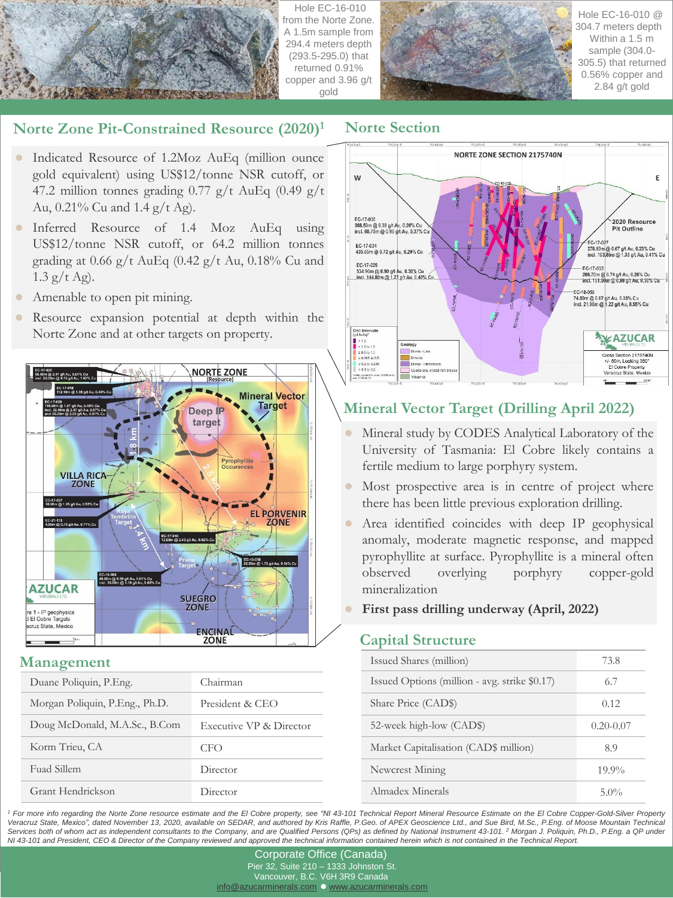Hole EC-16-010 from the Norte Zone. A 1.5m sample from 294.4 meters depth (293.5-295.0) that returned 0.91% copper and 3.96 g/t gold

Hole EC-16-010 @ 304.7 meters depth Within a 1.5 m sample (304.0-305.5) that returned 0.56% copper and 2.84 g/t gold

## Norte Zone Pit-Constrained Resource (2020)[1]

- Indicated Resource of 1.2Moz AuEq (million ounce gold equivalent) using US$12/tonne NSR cutoff, or 47.2 million tonnes grading 0.77 g/t AuEq (0.49 g/t Au, 0.21% Cu and 1.4 g/t Ag).
- Inferred Resource of 1.4 Moz AuEq using US$12/tonne NSR cutoff, or 64.2 million tonnes grading at 0.66 g/t AuEq (0.42 g/t Au, 0.18% Cu and 1.3 g/t Ag).
- Amenable to open pit mining.
- Resource expansion potential at depth within the Norte Zone and at other targets on property.

## Norte Section

NORTE ZONE SECTION 2175740N

W

E

2020 Resource Pit Outline

EC-17-030
308.50m @ 0.39 g/t Au, 0.20% Cu
incl. 60.70m @ 0.95 g/t Au, 0.37% Cu

EC-17-034
435.65m @ 0.72 g/t Au, 0.29% Cu

EC-17-029
534.90m @ 0.90 g/t Au, 0.30% Cu
incl. 144.80m @ 1.77 g/t Au, 0.45% Cu

EC-17-027
276.80m @ 0.67 g/t Au, 0.23% Cu
incl. 103.85m @ 1.33 g/t Au, 0.41% Cu

EC-17-033
206.70m @ 0.74 g/t Au, 0.26% Cu
incl. 151.00m @ 0.88 g/t Au, 0.30% Cu

EC-18-056
74.50m @ 0.67 g/t Au, 0.33% Cu
incl. 21.90m @ 1.22 g/t Au, 0.55% Cu

Drill Intervals

Geology

Diorite - Late

Breccia

Diorite - Intermineral

Quartz-eye, crystal rich breccia

Volcanics

AZUCAR MINERALS LTD.

Cross Section 2175740N
+/- 50m, Looking 360°
El Cobre Property
Veracruz State, Mexico

NORTE ZONE (Resource)

Mineral Vector Target

Deep IP target

1.8 km

2.5 km

1.4 km

Pyrophyllite Occurences

VILLA RICA ZONE

Raya Tembrillo Target

EL PORVENIR ZONE

Primo Target

SUEGRO ZONE

ENCINAL ZONE

EC-17-020
86.45m @ 2.41 g/t Au, 0.81% Cu
incl. 28.00m @ 4.15 g/t Au, 1.00% Cu

EC-17-010
112.10m @ 1.39 g/t Au, 0.48% Cu

EC-17-029
110.00m @ 1.87 g/t Au, 0.48% Cu
incl. 32.90m @ 2.57 g/t Au, 0.57% Cu
and 36.00m @ 2.02 g/t Au, 0.51% Cu

EC-17-037
18.00m @ 1.25 g/t Au, 0.52% Cu

EC-21-113
4.95m @ 0.75 g/t Au, 0.71% Cu

EC-17-040
12.00m @ 2.43 g/t Au, 0.82% Cu

EC-18-058
26.50m @ 1.72 g/t Au, 0.34% Cu

EC-19-066
49.65m @ 0.99 g/t Au, 0.61% Cu
incl. 30.00m @ 1.19 g/t Au, 0.65% Cu

AZUCAR MINERALS LTD.

re 1 - IP geophysics
d El Cobre Targets
acruz State, Mexico

## Mineral Vector Target (Drilling April 2022)

- Mineral study by CODES Analytical Laboratory of the University of Tasmania: El Cobre likely contains a fertile medium to large porphyry system.
- Most prospective area is in centre of project where there has been little previous exploration drilling.
- Area identified coincides with deep IP geophysical anomaly, moderate magnetic response, and mapped pyrophyllite at surface. Pyrophyllite is a mineral often observed overlying porphyry copper-gold mineralization
- **First pass drilling underway (April, 2022)**

## Management

| | |
|---|---|
| Duane Poliquin, P.Eng. | Chairman |
| Morgan Poliquin, P.Eng., Ph.D. | President & CEO |
| Doug McDonald, M.A.Sc., B.Com | Executive VP & Director |
| Korm Trieu, CA | CFO |
| Fuad Sillem | Director |
| Grant Hendrickson | Director |

## Capital Structure

| | |
|---|---|
| Issued Shares (million) | 73.8 |
| Issued Options (million - avg. strike $0.17) | 6.7 |
| Share Price (CAD$) | 0.12 |
| 52-week high-low (CAD$) | 0.20-0.07 |
| Market Capitalisation (CAD$ million) | 8.9 |
| Newcrest Mining | 19.9% |
| Almadex Minerals | 5.0% |

*[1] For more info regarding the Norte Zone resource estimate and the El Cobre property, see "NI 43-101 Technical Report Mineral Resource Estimate on the El Cobre Copper-Gold-Silver Property Veracruz State, Mexico", dated November 13, 2020, available on SEDAR, and authored by Kris Raffle, P.Geo. of APEX Geoscience Ltd., and Sue Bird, M.Sc., P.Eng. of Moose Mountain Technical Services both of whom act as independent consultants to the Company, and are Qualified Persons (QPs) as defined by National Instrument 43-101. [2] Morgan J. Poliquin, Ph.D., P.Eng. a QP under NI 43-101 and President, CEO & Director of the Company reviewed and approved the technical information contained herein which is not contained in the Technical Report.*

Corporate Office (Canada)
Pier 32, Suite 210 – 1333 Johnston St.
Vancouver, B.C. V6H 3R9 Canada
info@azucarminerals.com ● www.azucarminerals.com